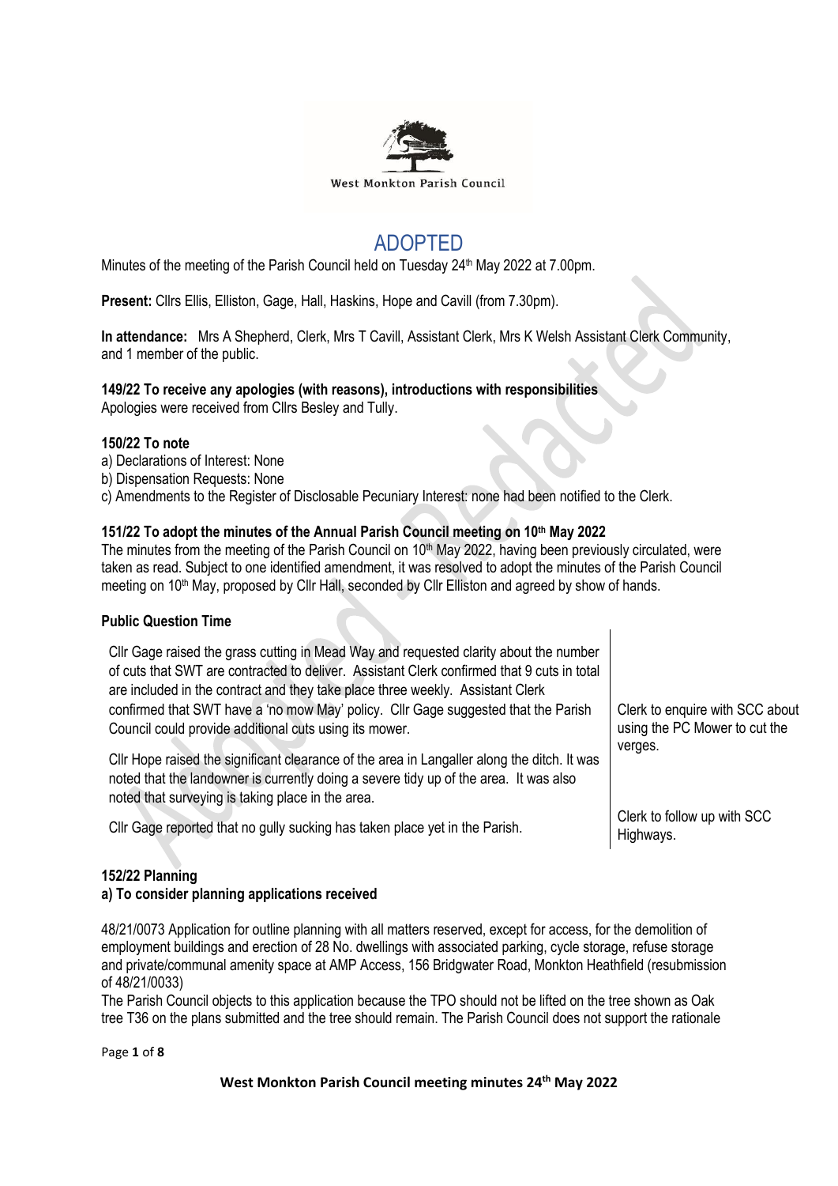West Monkton Parish Council

# ADOPTED

Minutes of the meeting of the Parish Council held on Tuesday 24th May 2022 at 7.00pm.

**Present:** Cllrs Ellis, Elliston, Gage, Hall, Haskins, Hope and Cavill (from 7.30pm).

**In attendance:** Mrs A Shepherd, Clerk, Mrs T Cavill, Assistant Clerk, Mrs K Welsh Assistant Clerk Community, and 1 member of the public.

**149/22 To receive any apologies (with reasons), introductions with responsibilities**

Apologies were received from Cllrs Besley and Tully.

**150/22 To note**

a) Declarations of Interest: None

b) Dispensation Requests: None

c) Amendments to the Register of Disclosable Pecuniary Interest: none had been notified to the Clerk.

**151/22 To adopt the minutes of the Annual Parish Council meeting on 10th May 2022**

The minutes from the meeting of the Parish Council on 10th May 2022, having been previously circulated, were taken as read. Subject to one identified amendment, it was resolved to adopt the minutes of the Parish Council meeting on 10th May, proposed by Cllr Hall, seconded by Cllr Elliston and agreed by show of hands.

**Public Question Time**

| | |
|---|---|
| Cllr Gage raised the grass cutting in Mead Way and requested clarity about the number of cuts that SWT are contracted to deliver. Assistant Clerk confirmed that 9 cuts in total are included in the contract and they take place three weekly. Assistant Clerk confirmed that SWT have a 'no mow May' policy. Cllr Gage suggested that the Parish Council could provide additional cuts using its mower. | Clerk to enquire with SCC about using the PC Mower to cut the verges. |
| Cllr Hope raised the significant clearance of the area in Langaller along the ditch. It was noted that the landowner is currently doing a severe tidy up of the area. It was also noted that surveying is taking place in the area. | |
| Cllr Gage reported that no gully sucking has taken place yet in the Parish. | Clerk to follow up with SCC Highways. |

**152/22 Planning**

**a) To consider planning applications received**

48/21/0073 Application for outline planning with all matters reserved, except for access, for the demolition of employment buildings and erection of 28 No. dwellings with associated parking, cycle storage, refuse storage and private/communal amenity space at AMP Access, 156 Bridgwater Road, Monkton Heathfield (resubmission of 48/21/0033)

The Parish Council objects to this application because the TPO should not be lifted on the tree shown as Oak tree T36 on the plans submitted and the tree should remain. The Parish Council does not support the rationale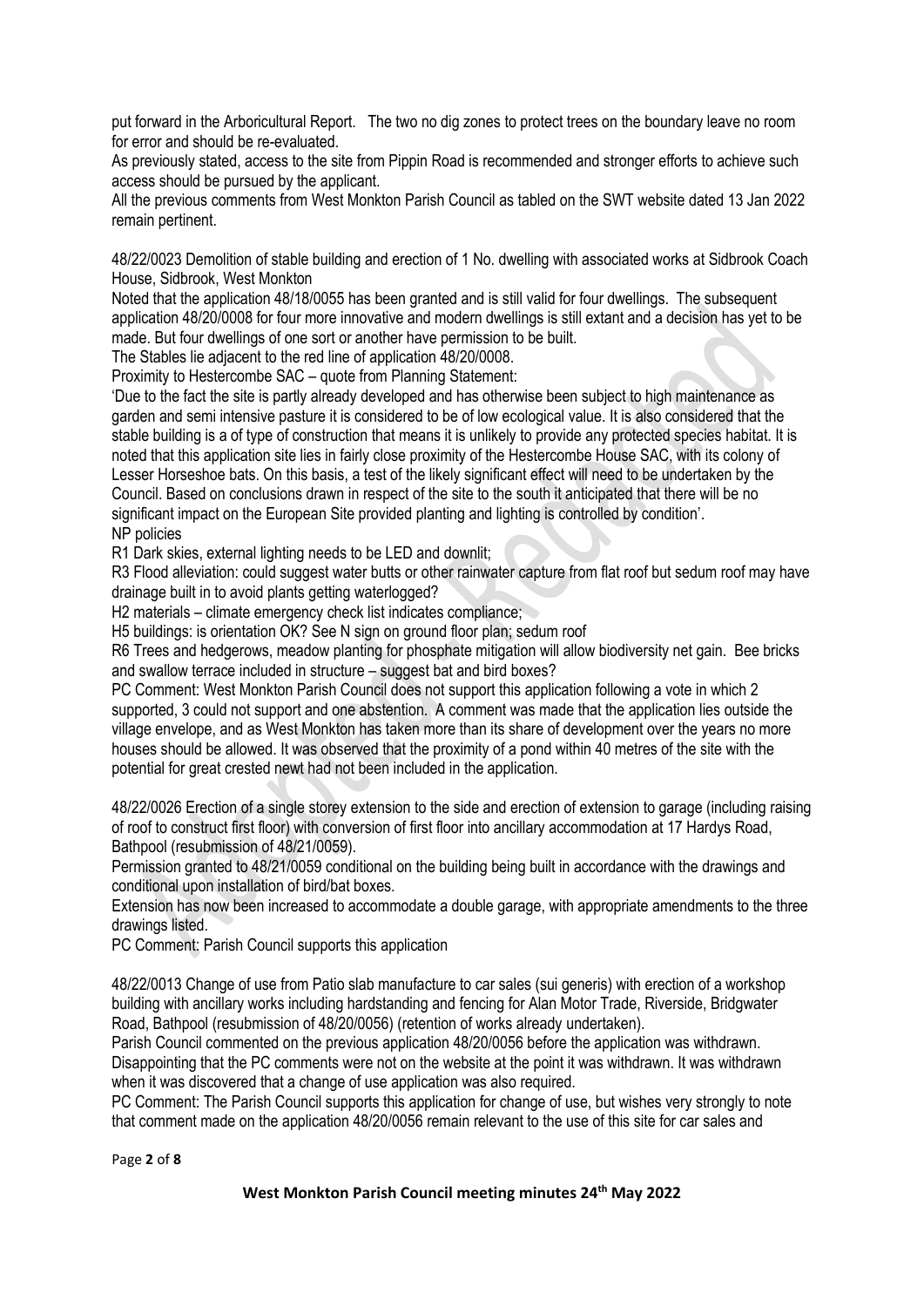put forward in the Arboricultural Report. The two no dig zones to protect trees on the boundary leave no room for error and should be re-evaluated.

As previously stated, access to the site from Pippin Road is recommended and stronger efforts to achieve such access should be pursued by the applicant.

All the previous comments from West Monkton Parish Council as tabled on the SWT website dated 13 Jan 2022 remain pertinent.

48/22/0023 Demolition of stable building and erection of 1 No. dwelling with associated works at Sidbrook Coach House, Sidbrook, West Monkton

Noted that the application 48/18/0055 has been granted and is still valid for four dwellings. The subsequent application 48/20/0008 for four more innovative and modern dwellings is still extant and a decision has yet to be made. But four dwellings of one sort or another have permission to be built.

The Stables lie adjacent to the red line of application 48/20/0008.

Proximity to Hestercombe SAC – quote from Planning Statement:

'Due to the fact the site is partly already developed and has otherwise been subject to high maintenance as garden and semi intensive pasture it is considered to be of low ecological value. It is also considered that the stable building is a of type of construction that means it is unlikely to provide any protected species habitat. It is noted that this application site lies in fairly close proximity of the Hestercombe House SAC, with its colony of Lesser Horseshoe bats. On this basis, a test of the likely significant effect will need to be undertaken by the Council. Based on conclusions drawn in respect of the site to the south it anticipated that there will be no significant impact on the European Site provided planting and lighting is controlled by condition'.

NP policies

R1 Dark skies, external lighting needs to be LED and downlit;

R3 Flood alleviation: could suggest water butts or other rainwater capture from flat roof but sedum roof may have drainage built in to avoid plants getting waterlogged?

H2 materials – climate emergency check list indicates compliance;

H5 buildings: is orientation OK? See N sign on ground floor plan; sedum roof

R6 Trees and hedgerows, meadow planting for phosphate mitigation will allow biodiversity net gain. Bee bricks and swallow terrace included in structure – suggest bat and bird boxes?

PC Comment: West Monkton Parish Council does not support this application following a vote in which 2 supported, 3 could not support and one abstention. A comment was made that the application lies outside the village envelope, and as West Monkton has taken more than its share of development over the years no more houses should be allowed. It was observed that the proximity of a pond within 40 metres of the site with the potential for great crested newt had not been included in the application.

48/22/0026 Erection of a single storey extension to the side and erection of extension to garage (including raising of roof to construct first floor) with conversion of first floor into ancillary accommodation at 17 Hardys Road, Bathpool (resubmission of 48/21/0059).

Permission granted to 48/21/0059 conditional on the building being built in accordance with the drawings and conditional upon installation of bird/bat boxes.

Extension has now been increased to accommodate a double garage, with appropriate amendments to the three drawings listed.

PC Comment: Parish Council supports this application

48/22/0013 Change of use from Patio slab manufacture to car sales (sui generis) with erection of a workshop building with ancillary works including hardstanding and fencing for Alan Motor Trade, Riverside, Bridgwater Road, Bathpool (resubmission of 48/20/0056) (retention of works already undertaken).

Parish Council commented on the previous application 48/20/0056 before the application was withdrawn. Disappointing that the PC comments were not on the website at the point it was withdrawn. It was withdrawn when it was discovered that a change of use application was also required.

PC Comment: The Parish Council supports this application for change of use, but wishes very strongly to note that comment made on the application 48/20/0056 remain relevant to the use of this site for car sales and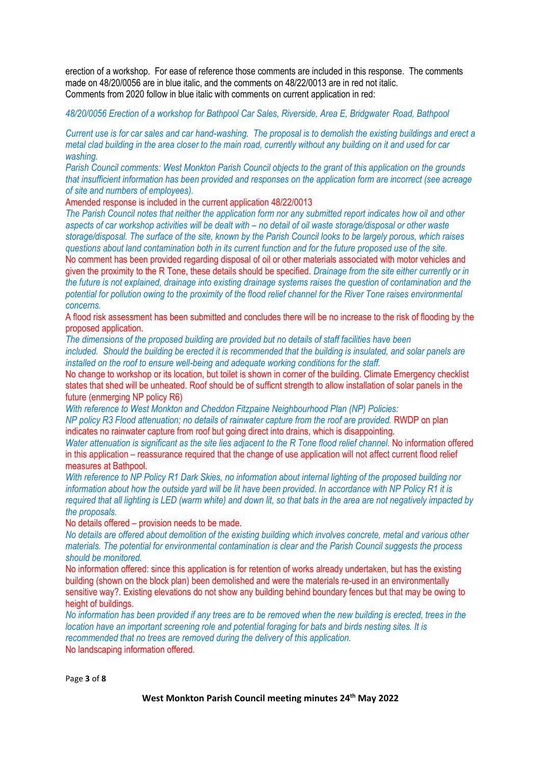erection of a workshop. For ease of reference those comments are included in this response. The comments made on 48/20/0056 are in blue italic, and the comments on 48/22/0013 are in red not italic.
Comments from 2020 follow in blue italic with comments on current application in red:

*48/20/0056 Erection of a workshop for Bathpool Car Sales, Riverside, Area E, Bridgwater Road, Bathpool*

*Current use is for car sales and car hand-washing. The proposal is to demolish the existing buildings and erect a metal clad building in the area closer to the main road, currently without any building on it and used for car washing.*

*Parish Council comments: West Monkton Parish Council objects to the grant of this application on the grounds that insufficient information has been provided and responses on the application form are incorrect (see acreage of site and numbers of employees).*

Amended response is included in the current application 48/22/0013

*The Parish Council notes that neither the application form nor any submitted report indicates how oil and other aspects of car workshop activities will be dealt with – no detail of oil waste storage/disposal or other waste storage/disposal. The surface of the site, known by the Parish Council looks to be largely porous, which raises questions about land contamination both in its current function and for the future proposed use of the site.*

No comment has been provided regarding disposal of oil or other materials associated with motor vehicles and given the proximity to the R Tone, these details should be specified. *Drainage from the site either currently or in the future is not explained, drainage into existing drainage systems raises the question of contamination and the potential for pollution owing to the proximity of the flood relief channel for the River Tone raises environmental concerns.*

A flood risk assessment has been submitted and concludes there will be no increase to the risk of flooding by the proposed application.

*The dimensions of the proposed building are provided but no details of staff facilities have been included. Should the building be erected it is recommended that the building is insulated, and solar panels are installed on the roof to ensure well-being and adequate working conditions for the staff.*

No change to workshop or its location, but toilet is shown in corner of the building. Climate Emergency checklist states that shed will be unheated. Roof should be of sufficnt strength to allow installation of solar panels in the future (enmerging NP policy R6)

*With reference to West Monkton and Cheddon Fitzpaine Neighbourhood Plan (NP) Policies:*

*NP policy R3 Flood attenuation; no details of rainwater capture from the roof are provided.* RWDP on plan indicates no rainwater capture from roof but going direct into drains, which is disappointing.

*Water attenuation is significant as the site lies adjacent to the R Tone flood relief channel.* No information offered in this application – reassurance required that the change of use application will not affect current flood relief measures at Bathpool.

*With reference to NP Policy R1 Dark Skies, no information about internal lighting of the proposed building nor information about how the outside yard will be lit have been provided. In accordance with NP Policy R1 it is required that all lighting is LED (warm white) and down lit, so that bats in the area are not negatively impacted by the proposals.*

No details offered – provision needs to be made.

*No details are offered about demolition of the existing building which involves concrete, metal and various other materials. The potential for environmental contamination is clear and the Parish Council suggests the process should be monitored.*

No information offered: since this application is for retention of works already undertaken, but has the existing building (shown on the block plan) been demolished and were the materials re-used in an environmentally sensitive way?. Existing elevations do not show any building behind boundary fences but that may be owing to height of buildings.

*No information has been provided if any trees are to be removed when the new building is erected, trees in the location have an important screening role and potential foraging for bats and birds nesting sites. It is recommended that no trees are removed during the delivery of this application.*

No landscaping information offered.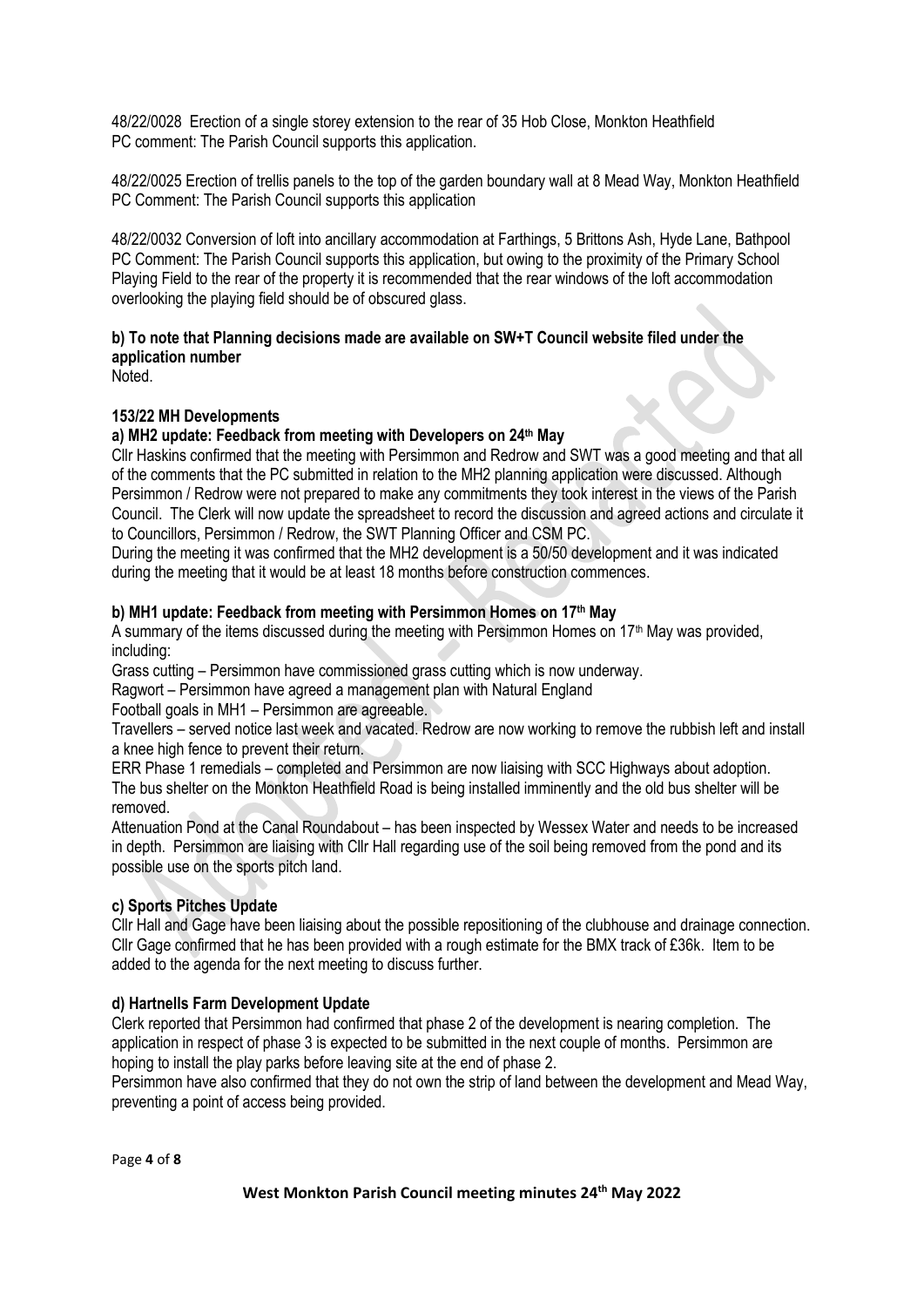48/22/0028 Erection of a single storey extension to the rear of 35 Hob Close, Monkton Heathfield
PC comment: The Parish Council supports this application.

48/22/0025 Erection of trellis panels to the top of the garden boundary wall at 8 Mead Way, Monkton Heathfield
PC Comment: The Parish Council supports this application

48/22/0032 Conversion of loft into ancillary accommodation at Farthings, 5 Brittons Ash, Hyde Lane, Bathpool
PC Comment: The Parish Council supports this application, but owing to the proximity of the Primary School Playing Field to the rear of the property it is recommended that the rear windows of the loft accommodation overlooking the playing field should be of obscured glass.

**b) To note that Planning decisions made are available on SW+T Council website filed under the application number**
Noted.

**153/22 MH Developments**

**a) MH2 update: Feedback from meeting with Developers on 24th May**

Cllr Haskins confirmed that the meeting with Persimmon and Redrow and SWT was a good meeting and that all of the comments that the PC submitted in relation to the MH2 planning application were discussed. Although Persimmon / Redrow were not prepared to make any commitments they took interest in the views of the Parish Council. The Clerk will now update the spreadsheet to record the discussion and agreed actions and circulate it to Councillors, Persimmon / Redrow, the SWT Planning Officer and CSM PC.
During the meeting it was confirmed that the MH2 development is a 50/50 development and it was indicated during the meeting that it would be at least 18 months before construction commences.

**b) MH1 update: Feedback from meeting with Persimmon Homes on 17th May**

A summary of the items discussed during the meeting with Persimmon Homes on 17th May was provided, including:
Grass cutting – Persimmon have commissioned grass cutting which is now underway.
Ragwort – Persimmon have agreed a management plan with Natural England
Football goals in MH1 – Persimmon are agreeable.
Travellers – served notice last week and vacated. Redrow are now working to remove the rubbish left and install a knee high fence to prevent their return.
ERR Phase 1 remedials – completed and Persimmon are now liaising with SCC Highways about adoption.
The bus shelter on the Monkton Heathfield Road is being installed imminently and the old bus shelter will be removed.
Attenuation Pond at the Canal Roundabout – has been inspected by Wessex Water and needs to be increased in depth. Persimmon are liaising with Cllr Hall regarding use of the soil being removed from the pond and its possible use on the sports pitch land.

**c) Sports Pitches Update**

Cllr Hall and Gage have been liaising about the possible repositioning of the clubhouse and drainage connection. Cllr Gage confirmed that he has been provided with a rough estimate for the BMX track of £36k. Item to be added to the agenda for the next meeting to discuss further.

**d) Hartnells Farm Development Update**

Clerk reported that Persimmon had confirmed that phase 2 of the development is nearing completion. The application in respect of phase 3 is expected to be submitted in the next couple of months. Persimmon are hoping to install the play parks before leaving site at the end of phase 2.
Persimmon have also confirmed that they do not own the strip of land between the development and Mead Way, preventing a point of access being provided.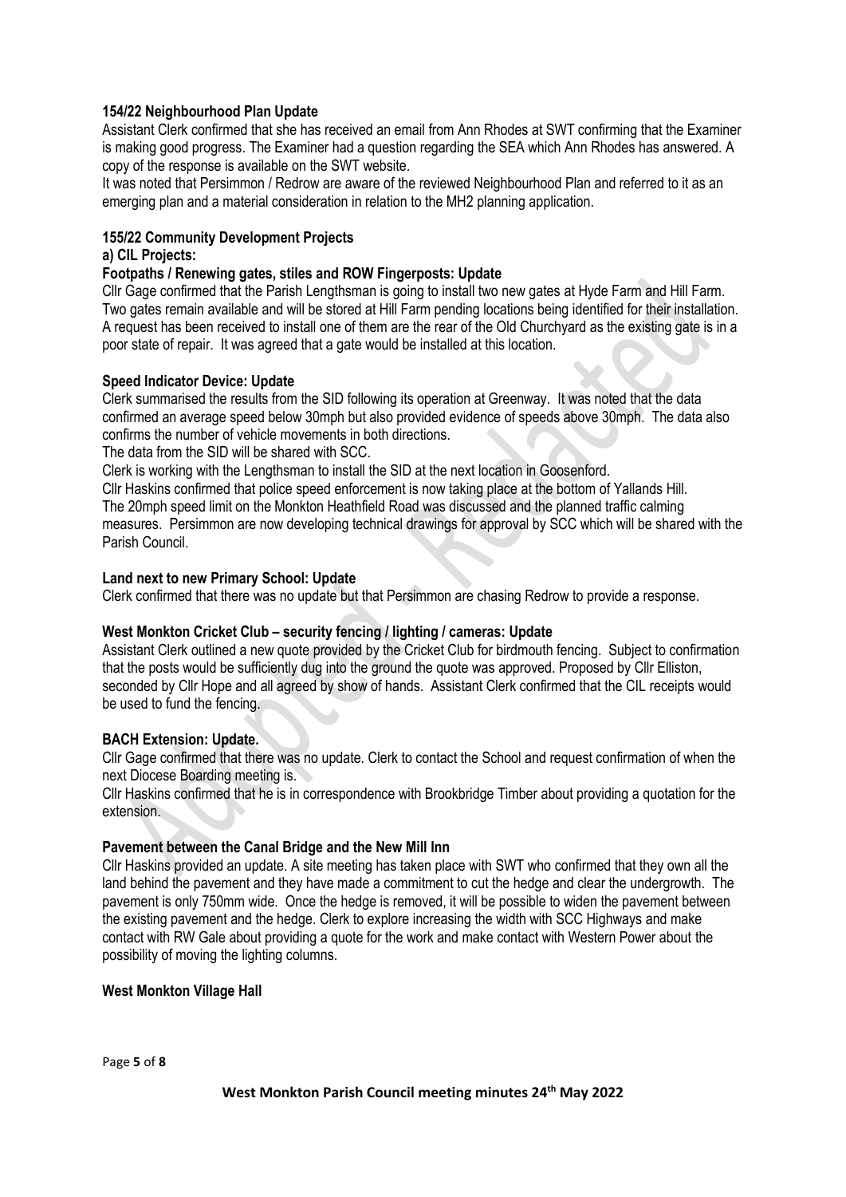**154/22 Neighbourhood Plan Update**

Assistant Clerk confirmed that she has received an email from Ann Rhodes at SWT confirming that the Examiner is making good progress. The Examiner had a question regarding the SEA which Ann Rhodes has answered. A copy of the response is available on the SWT website.

It was noted that Persimmon / Redrow are aware of the reviewed Neighbourhood Plan and referred to it as an emerging plan and a material consideration in relation to the MH2 planning application.

**155/22 Community Development Projects**

**a) CIL Projects:**

**Footpaths / Renewing gates, stiles and ROW Fingerposts: Update**

Cllr Gage confirmed that the Parish Lengthsman is going to install two new gates at Hyde Farm and Hill Farm. Two gates remain available and will be stored at Hill Farm pending locations being identified for their installation. A request has been received to install one of them are the rear of the Old Churchyard as the existing gate is in a poor state of repair. It was agreed that a gate would be installed at this location.

**Speed Indicator Device: Update**

Clerk summarised the results from the SID following its operation at Greenway. It was noted that the data confirmed an average speed below 30mph but also provided evidence of speeds above 30mph. The data also confirms the number of vehicle movements in both directions.

The data from the SID will be shared with SCC.

Clerk is working with the Lengthsman to install the SID at the next location in Goosenford.

Cllr Haskins confirmed that police speed enforcement is now taking place at the bottom of Yallands Hill.

The 20mph speed limit on the Monkton Heathfield Road was discussed and the planned traffic calming measures. Persimmon are now developing technical drawings for approval by SCC which will be shared with the Parish Council.

**Land next to new Primary School: Update**

Clerk confirmed that there was no update but that Persimmon are chasing Redrow to provide a response.

**West Monkton Cricket Club – security fencing / lighting / cameras: Update**

Assistant Clerk outlined a new quote provided by the Cricket Club for birdmouth fencing. Subject to confirmation that the posts would be sufficiently dug into the ground the quote was approved. Proposed by Cllr Elliston, seconded by Cllr Hope and all agreed by show of hands. Assistant Clerk confirmed that the CIL receipts would be used to fund the fencing.

**BACH Extension: Update.**

Cllr Gage confirmed that there was no update. Clerk to contact the School and request confirmation of when the next Diocese Boarding meeting is.

Cllr Haskins confirmed that he is in correspondence with Brookbridge Timber about providing a quotation for the extension.

**Pavement between the Canal Bridge and the New Mill Inn**

Cllr Haskins provided an update. A site meeting has taken place with SWT who confirmed that they own all the land behind the pavement and they have made a commitment to cut the hedge and clear the undergrowth. The pavement is only 750mm wide. Once the hedge is removed, it will be possible to widen the pavement between the existing pavement and the hedge. Clerk to explore increasing the width with SCC Highways and make contact with RW Gale about providing a quote for the work and make contact with Western Power about the possibility of moving the lighting columns.

**West Monkton Village Hall**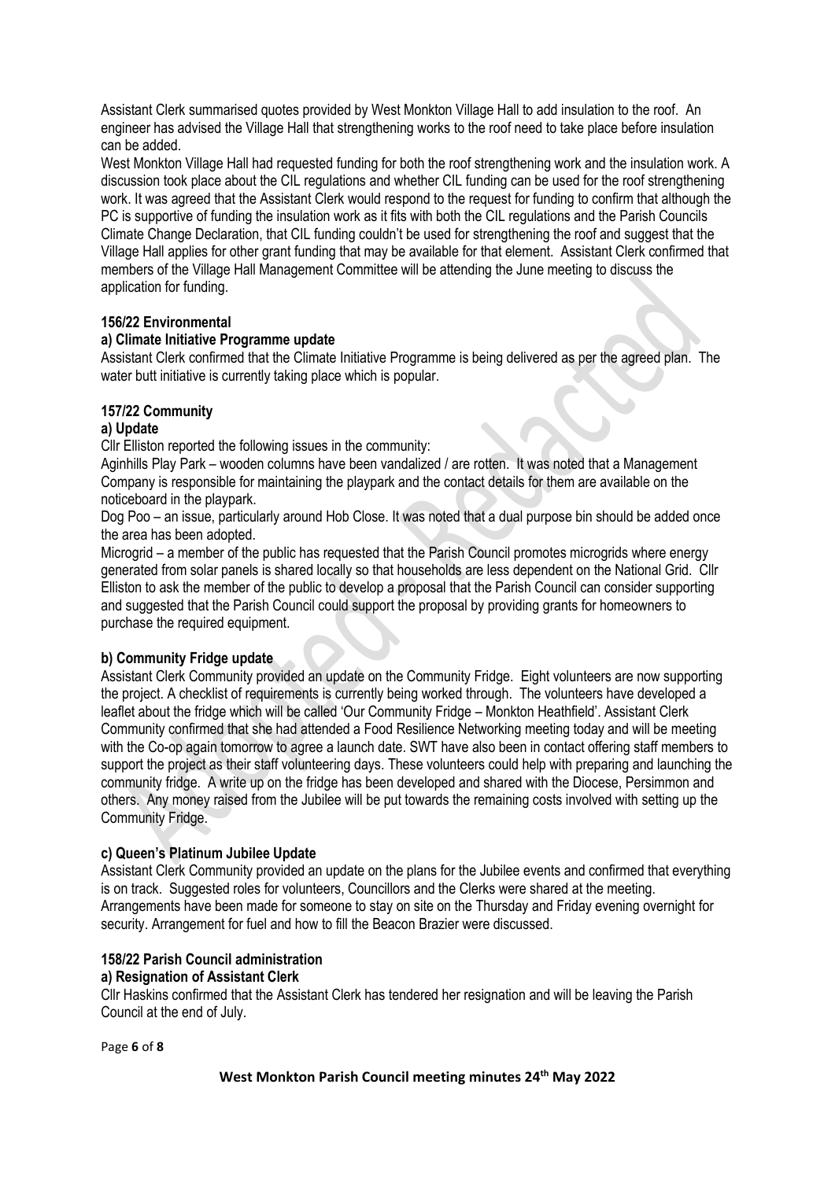Assistant Clerk summarised quotes provided by West Monkton Village Hall to add insulation to the roof. An engineer has advised the Village Hall that strengthening works to the roof need to take place before insulation can be added.

West Monkton Village Hall had requested funding for both the roof strengthening work and the insulation work. A discussion took place about the CIL regulations and whether CIL funding can be used for the roof strengthening work. It was agreed that the Assistant Clerk would respond to the request for funding to confirm that although the PC is supportive of funding the insulation work as it fits with both the CIL regulations and the Parish Councils Climate Change Declaration, that CIL funding couldn't be used for strengthening the roof and suggest that the Village Hall applies for other grant funding that may be available for that element. Assistant Clerk confirmed that members of the Village Hall Management Committee will be attending the June meeting to discuss the application for funding.

**156/22 Environmental**

**a) Climate Initiative Programme update**

Assistant Clerk confirmed that the Climate Initiative Programme is being delivered as per the agreed plan. The water butt initiative is currently taking place which is popular.

**157/22 Community**

**a) Update**

Cllr Elliston reported the following issues in the community:

Aginhills Play Park – wooden columns have been vandalized / are rotten. It was noted that a Management Company is responsible for maintaining the playpark and the contact details for them are available on the noticeboard in the playpark.

Dog Poo – an issue, particularly around Hob Close. It was noted that a dual purpose bin should be added once the area has been adopted.

Microgrid – a member of the public has requested that the Parish Council promotes microgrids where energy generated from solar panels is shared locally so that households are less dependent on the National Grid. Cllr Elliston to ask the member of the public to develop a proposal that the Parish Council can consider supporting and suggested that the Parish Council could support the proposal by providing grants for homeowners to purchase the required equipment.

**b) Community Fridge update**

Assistant Clerk Community provided an update on the Community Fridge. Eight volunteers are now supporting the project. A checklist of requirements is currently being worked through. The volunteers have developed a leaflet about the fridge which will be called 'Our Community Fridge – Monkton Heathfield'. Assistant Clerk Community confirmed that she had attended a Food Resilience Networking meeting today and will be meeting with the Co-op again tomorrow to agree a launch date. SWT have also been in contact offering staff members to support the project as their staff volunteering days. These volunteers could help with preparing and launching the community fridge. A write up on the fridge has been developed and shared with the Diocese, Persimmon and others. Any money raised from the Jubilee will be put towards the remaining costs involved with setting up the Community Fridge.

**c) Queen's Platinum Jubilee Update**

Assistant Clerk Community provided an update on the plans for the Jubilee events and confirmed that everything is on track. Suggested roles for volunteers, Councillors and the Clerks were shared at the meeting. Arrangements have been made for someone to stay on site on the Thursday and Friday evening overnight for security. Arrangement for fuel and how to fill the Beacon Brazier were discussed.

**158/22 Parish Council administration**

**a) Resignation of Assistant Clerk**

Cllr Haskins confirmed that the Assistant Clerk has tendered her resignation and will be leaving the Parish Council at the end of July.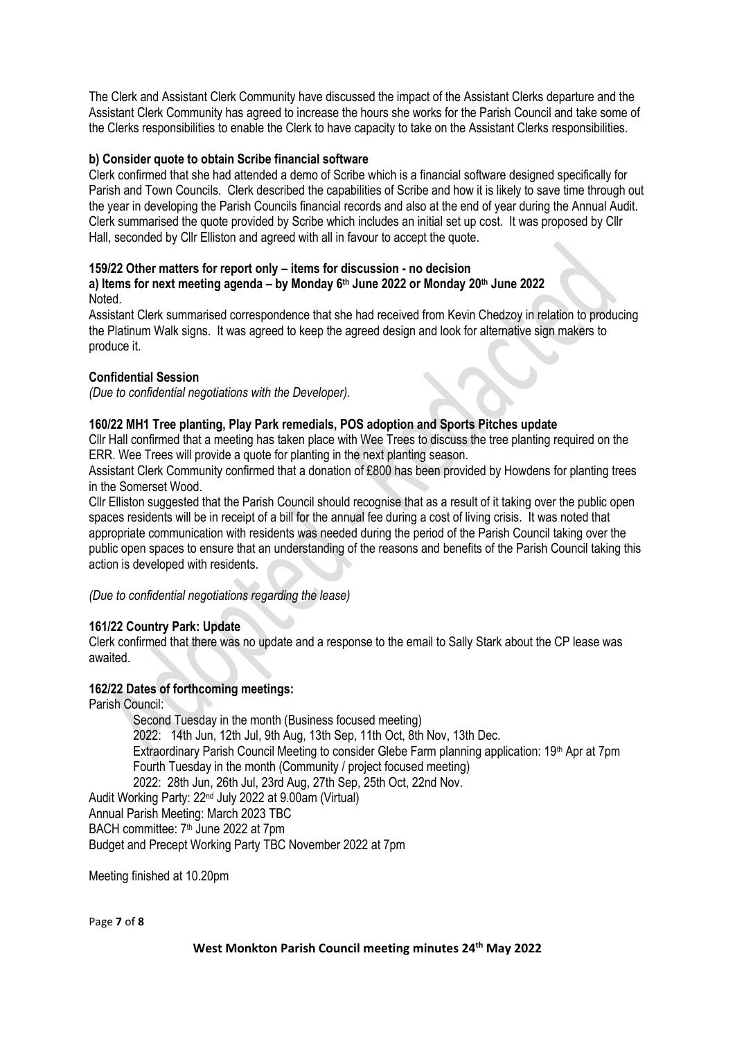The Clerk and Assistant Clerk Community have discussed the impact of the Assistant Clerks departure and the Assistant Clerk Community has agreed to increase the hours she works for the Parish Council and take some of the Clerks responsibilities to enable the Clerk to have capacity to take on the Assistant Clerks responsibilities.

**b) Consider quote to obtain Scribe financial software**

Clerk confirmed that she had attended a demo of Scribe which is a financial software designed specifically for Parish and Town Councils. Clerk described the capabilities of Scribe and how it is likely to save time through out the year in developing the Parish Councils financial records and also at the end of year during the Annual Audit. Clerk summarised the quote provided by Scribe which includes an initial set up cost. It was proposed by Cllr Hall, seconded by Cllr Elliston and agreed with all in favour to accept the quote.

**159/22 Other matters for report only – items for discussion - no decision**

**a) Items for next meeting agenda – by Monday 6th June 2022 or Monday 20th June 2022**

Noted.

Assistant Clerk summarised correspondence that she had received from Kevin Chedzoy in relation to producing the Platinum Walk signs. It was agreed to keep the agreed design and look for alternative sign makers to produce it.

**Confidential Session**

*(Due to confidential negotiations with the Developer).*

**160/22 MH1 Tree planting, Play Park remedials, POS adoption and Sports Pitches update**

Cllr Hall confirmed that a meeting has taken place with Wee Trees to discuss the tree planting required on the ERR. Wee Trees will provide a quote for planting in the next planting season.

Assistant Clerk Community confirmed that a donation of £800 has been provided by Howdens for planting trees in the Somerset Wood.

Cllr Elliston suggested that the Parish Council should recognise that as a result of it taking over the public open spaces residents will be in receipt of a bill for the annual fee during a cost of living crisis. It was noted that appropriate communication with residents was needed during the period of the Parish Council taking over the public open spaces to ensure that an understanding of the reasons and benefits of the Parish Council taking this action is developed with residents.

*(Due to confidential negotiations regarding the lease)*

**161/22 Country Park: Update**

Clerk confirmed that there was no update and a response to the email to Sally Stark about the CP lease was awaited.

**162/22 Dates of forthcoming meetings:**

Parish Council:

Second Tuesday in the month (Business focused meeting)
2022: 14th Jun, 12th Jul, 9th Aug, 13th Sep, 11th Oct, 8th Nov, 13th Dec.
Extraordinary Parish Council Meeting to consider Glebe Farm planning application: 19th Apr at 7pm
Fourth Tuesday in the month (Community / project focused meeting)
2022: 28th Jun, 26th Jul, 23rd Aug, 27th Sep, 25th Oct, 22nd Nov.

Audit Working Party: 22nd July 2022 at 9.00am (Virtual)
Annual Parish Meeting: March 2023 TBC
BACH committee: 7th June 2022 at 7pm
Budget and Precept Working Party TBC November 2022 at 7pm

Meeting finished at 10.20pm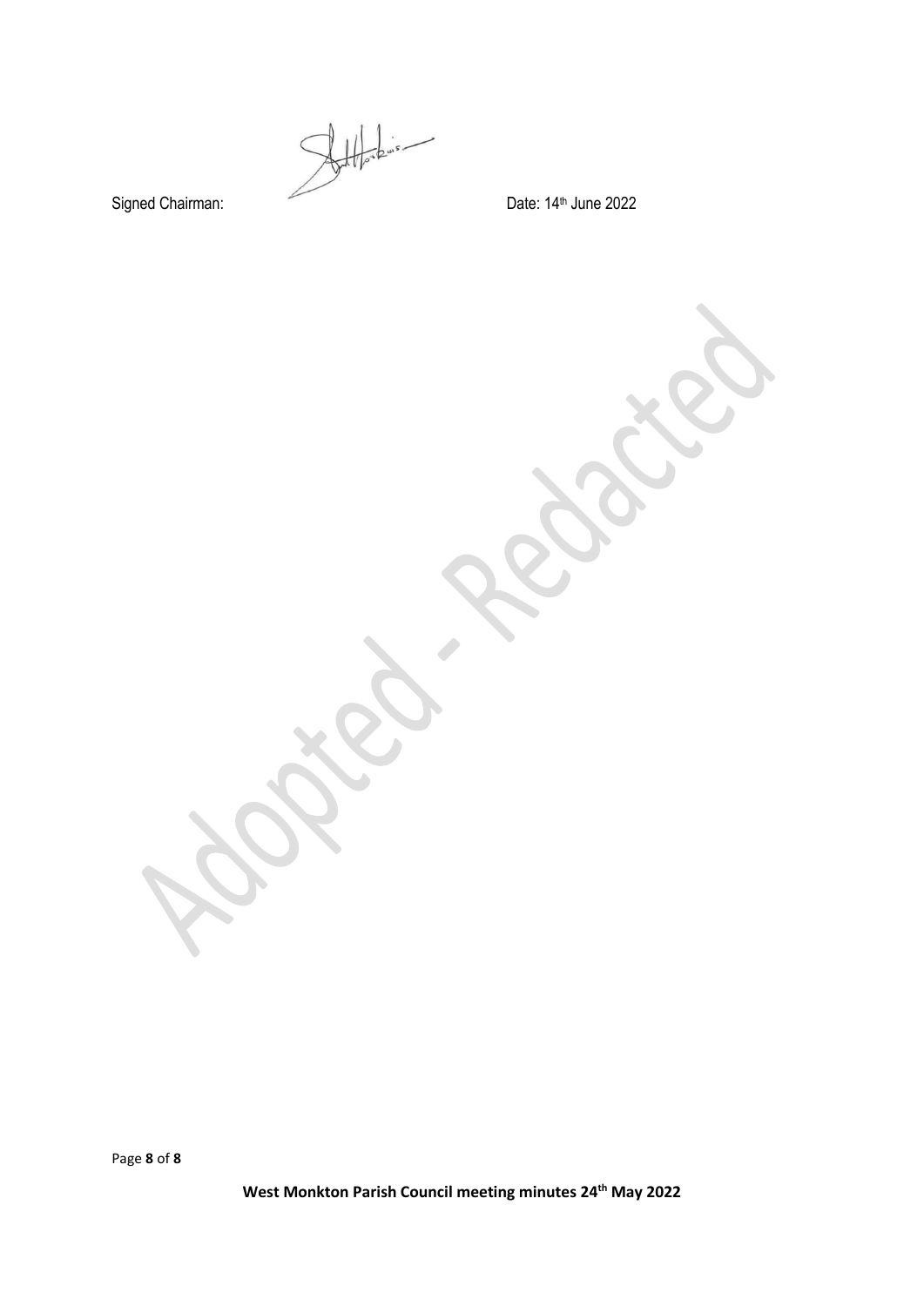Signed Chairman: Date: 14th June 2022

Adopted - Redacted